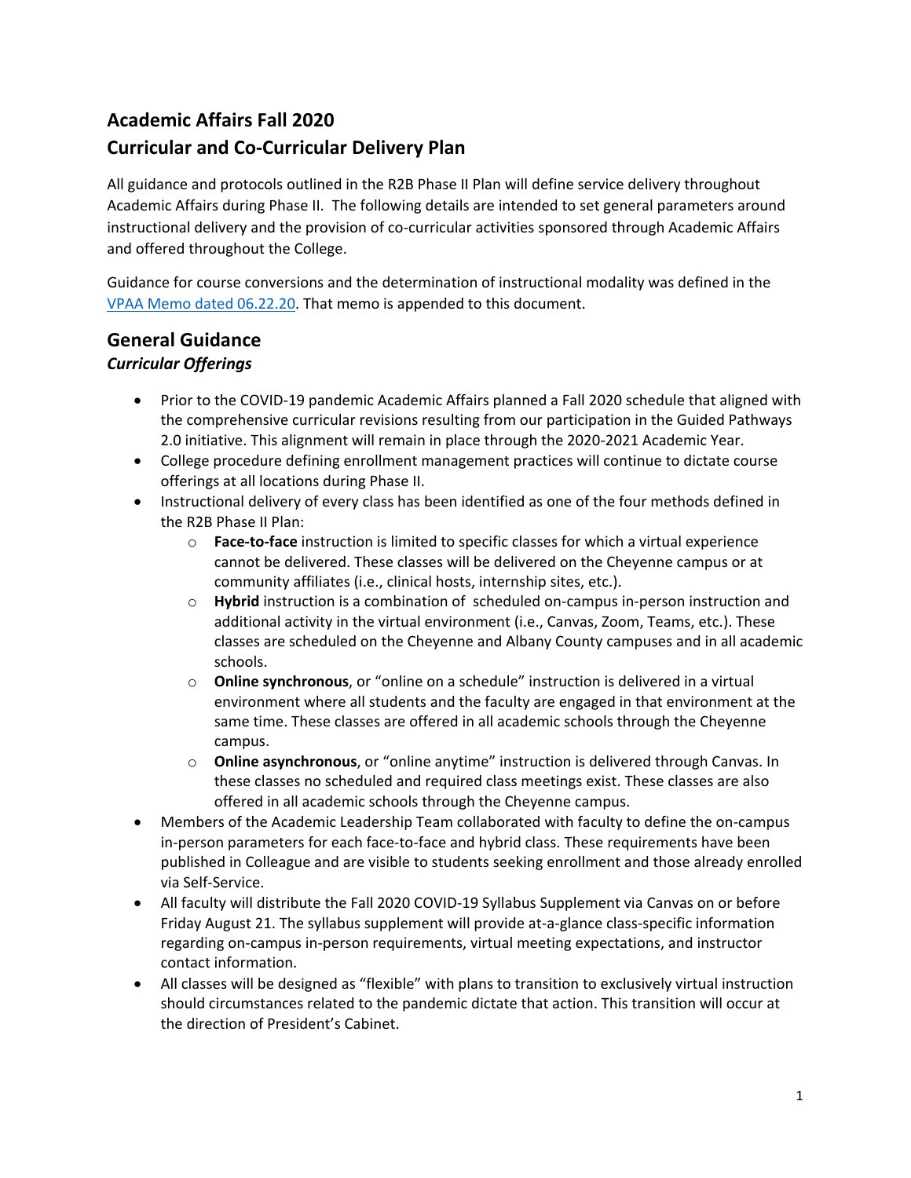# Academic Affairs Fall 2020
# Curricular and Co-Curricular Delivery Plan

All guidance and protocols outlined in the R2B Phase II Plan will define service delivery throughout Academic Affairs during Phase II. The following details are intended to set general parameters around instructional delivery and the provision of co-curricular activities sponsored through Academic Affairs and offered throughout the College.

Guidance for course conversions and the determination of instructional modality was defined in the VPAA Memo dated 06.22.20. That memo is appended to this document.

## General Guidance

### *Curricular Offerings*

- Prior to the COVID-19 pandemic Academic Affairs planned a Fall 2020 schedule that aligned with the comprehensive curricular revisions resulting from our participation in the Guided Pathways 2.0 initiative. This alignment will remain in place through the 2020-2021 Academic Year.
- College procedure defining enrollment management practices will continue to dictate course offerings at all locations during Phase II.
- Instructional delivery of every class has been identified as one of the four methods defined in the R2B Phase II Plan:
  - **Face-to-face** instruction is limited to specific classes for which a virtual experience cannot be delivered. These classes will be delivered on the Cheyenne campus or at community affiliates (i.e., clinical hosts, internship sites, etc.).
  - **Hybrid** instruction is a combination of scheduled on-campus in-person instruction and additional activity in the virtual environment (i.e., Canvas, Zoom, Teams, etc.). These classes are scheduled on the Cheyenne and Albany County campuses and in all academic schools.
  - **Online synchronous**, or "online on a schedule" instruction is delivered in a virtual environment where all students and the faculty are engaged in that environment at the same time. These classes are offered in all academic schools through the Cheyenne campus.
  - **Online asynchronous**, or "online anytime" instruction is delivered through Canvas. In these classes no scheduled and required class meetings exist. These classes are also offered in all academic schools through the Cheyenne campus.
- Members of the Academic Leadership Team collaborated with faculty to define the on-campus in-person parameters for each face-to-face and hybrid class. These requirements have been published in Colleague and are visible to students seeking enrollment and those already enrolled via Self-Service.
- All faculty will distribute the Fall 2020 COVID-19 Syllabus Supplement via Canvas on or before Friday August 21. The syllabus supplement will provide at-a-glance class-specific information regarding on-campus in-person requirements, virtual meeting expectations, and instructor contact information.
- All classes will be designed as "flexible" with plans to transition to exclusively virtual instruction should circumstances related to the pandemic dictate that action. This transition will occur at the direction of President's Cabinet.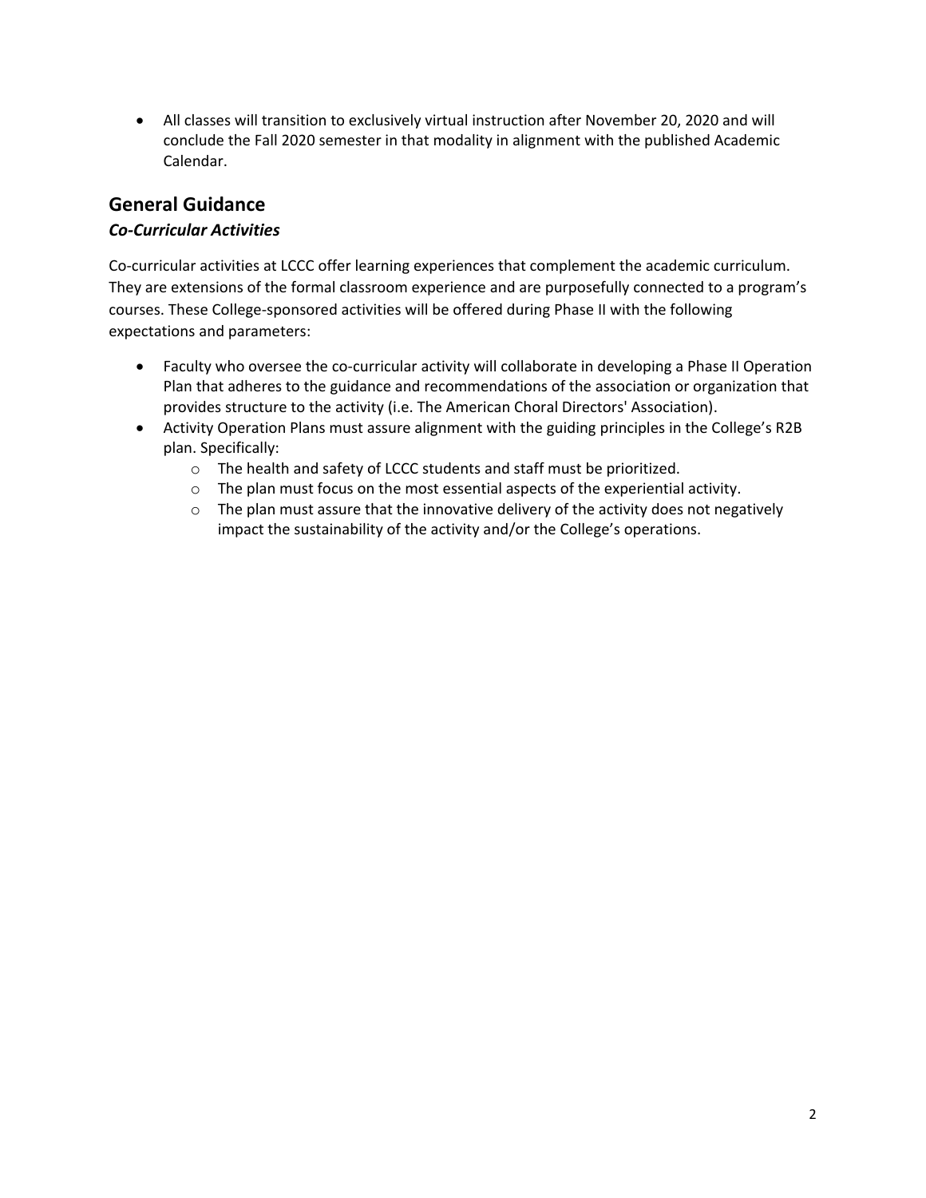- All classes will transition to exclusively virtual instruction after November 20, 2020 and will conclude the Fall 2020 semester in that modality in alignment with the published Academic Calendar.

## General Guidance

### *Co-Curricular Activities*

Co-curricular activities at LCCC offer learning experiences that complement the academic curriculum. They are extensions of the formal classroom experience and are purposefully connected to a program's courses. These College-sponsored activities will be offered during Phase II with the following expectations and parameters:

- Faculty who oversee the co-curricular activity will collaborate in developing a Phase II Operation Plan that adheres to the guidance and recommendations of the association or organization that provides structure to the activity (i.e. The American Choral Directors' Association).
- Activity Operation Plans must assure alignment with the guiding principles in the College's R2B plan. Specifically:
    - The health and safety of LCCC students and staff must be prioritized.
    - The plan must focus on the most essential aspects of the experiential activity.
    - The plan must assure that the innovative delivery of the activity does not negatively impact the sustainability of the activity and/or the College's operations.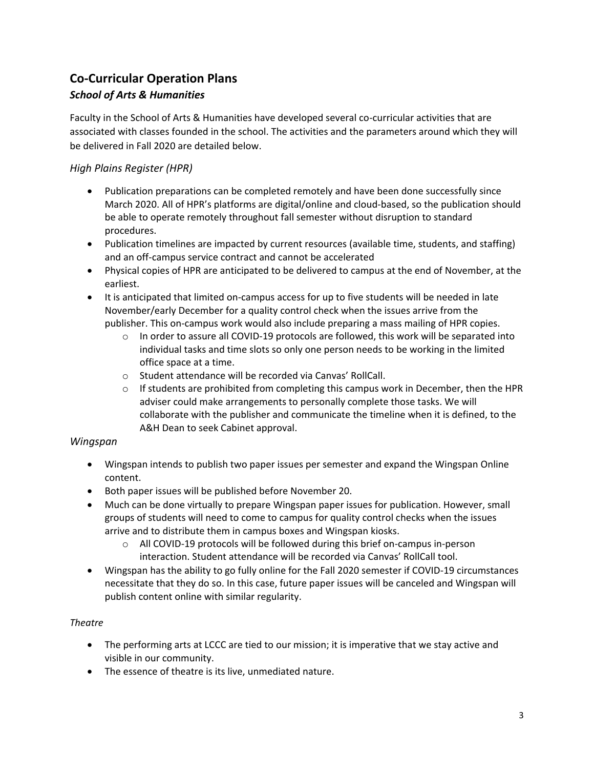## Co-Curricular Operation Plans

### *School of Arts & Humanities*

Faculty in the School of Arts & Humanities have developed several co-curricular activities that are associated with classes founded in the school. The activities and the parameters around which they will be delivered in Fall 2020 are detailed below.

### *High Plains Register (HPR)*

- Publication preparations can be completed remotely and have been done successfully since March 2020. All of HPR's platforms are digital/online and cloud-based, so the publication should be able to operate remotely throughout fall semester without disruption to standard procedures.
- Publication timelines are impacted by current resources (available time, students, and staffing) and an off-campus service contract and cannot be accelerated
- Physical copies of HPR are anticipated to be delivered to campus at the end of November, at the earliest.
- It is anticipated that limited on-campus access for up to five students will be needed in late November/early December for a quality control check when the issues arrive from the publisher. This on-campus work would also include preparing a mass mailing of HPR copies.
  - In order to assure all COVID-19 protocols are followed, this work will be separated into individual tasks and time slots so only one person needs to be working in the limited office space at a time.
  - Student attendance will be recorded via Canvas' RollCall.
  - If students are prohibited from completing this campus work in December, then the HPR adviser could make arrangements to personally complete those tasks. We will collaborate with the publisher and communicate the timeline when it is defined, to the A&H Dean to seek Cabinet approval.

### *Wingspan*

- Wingspan intends to publish two paper issues per semester and expand the Wingspan Online content.
- Both paper issues will be published before November 20.
- Much can be done virtually to prepare Wingspan paper issues for publication. However, small groups of students will need to come to campus for quality control checks when the issues arrive and to distribute them in campus boxes and Wingspan kiosks.
  - All COVID-19 protocols will be followed during this brief on-campus in-person interaction. Student attendance will be recorded via Canvas' RollCall tool.
- Wingspan has the ability to go fully online for the Fall 2020 semester if COVID-19 circumstances necessitate that they do so. In this case, future paper issues will be canceled and Wingspan will publish content online with similar regularity.

### *Theatre*

- The performing arts at LCCC are tied to our mission; it is imperative that we stay active and visible in our community.
- The essence of theatre is its live, unmediated nature.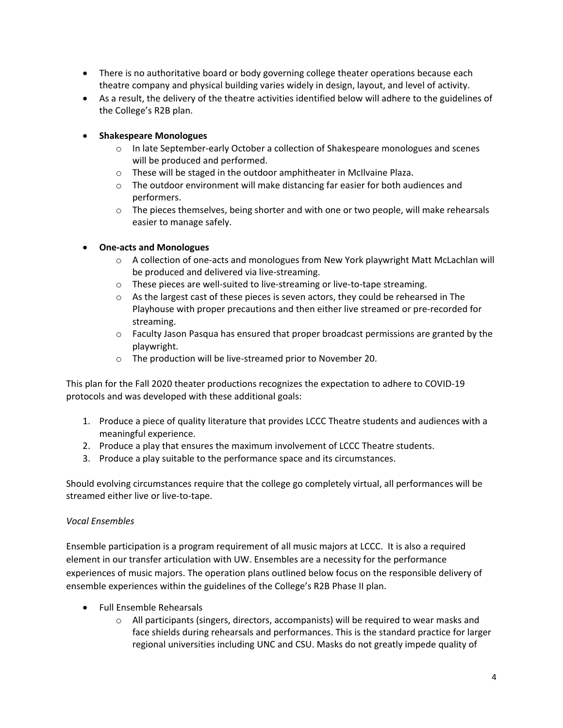- There is no authoritative board or body governing college theater operations because each theatre company and physical building varies widely in design, layout, and level of activity.
- As a result, the delivery of the theatre activities identified below will adhere to the guidelines of the College's R2B plan.
- **Shakespeare Monologues**
  - In late September-early October a collection of Shakespeare monologues and scenes will be produced and performed.
  - These will be staged in the outdoor amphitheater in McIlvaine Plaza.
  - The outdoor environment will make distancing far easier for both audiences and performers.
  - The pieces themselves, being shorter and with one or two people, will make rehearsals easier to manage safely.
- **One-acts and Monologues**
  - A collection of one-acts and monologues from New York playwright Matt McLachlan will be produced and delivered via live-streaming.
  - These pieces are well-suited to live-streaming or live-to-tape streaming.
  - As the largest cast of these pieces is seven actors, they could be rehearsed in The Playhouse with proper precautions and then either live streamed or pre-recorded for streaming.
  - Faculty Jason Pasqua has ensured that proper broadcast permissions are granted by the playwright.
  - The production will be live-streamed prior to November 20.

This plan for the Fall 2020 theater productions recognizes the expectation to adhere to COVID-19 protocols and was developed with these additional goals:

1. Produce a piece of quality literature that provides LCCC Theatre students and audiences with a meaningful experience.
2. Produce a play that ensures the maximum involvement of LCCC Theatre students.
3. Produce a play suitable to the performance space and its circumstances.

Should evolving circumstances require that the college go completely virtual, all performances will be streamed either live or live-to-tape.

*Vocal Ensembles*

Ensemble participation is a program requirement of all music majors at LCCC. It is also a required element in our transfer articulation with UW. Ensembles are a necessity for the performance experiences of music majors. The operation plans outlined below focus on the responsible delivery of ensemble experiences within the guidelines of the College's R2B Phase II plan.

- Full Ensemble Rehearsals
  - All participants (singers, directors, accompanists) will be required to wear masks and face shields during rehearsals and performances. This is the standard practice for larger regional universities including UNC and CSU. Masks do not greatly impede quality of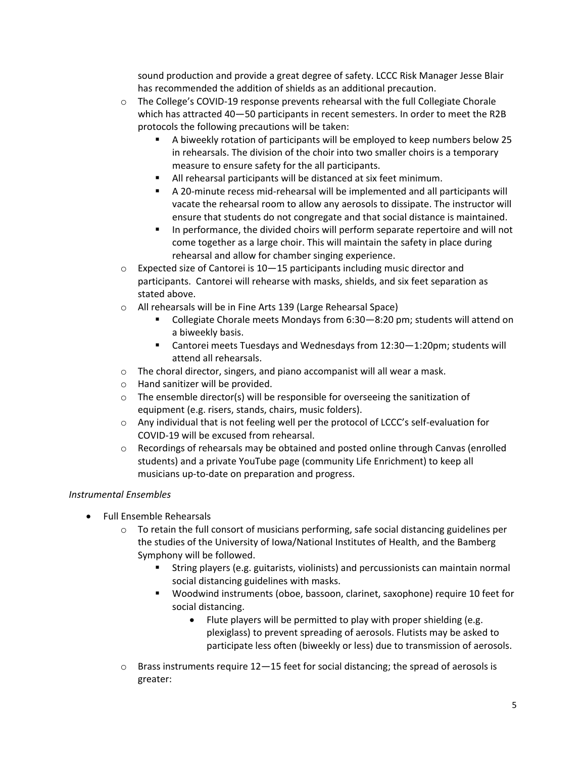sound production and provide a great degree of safety. LCCC Risk Manager Jesse Blair has recommended the addition of shields as an additional precaution.

- The College's COVID-19 response prevents rehearsal with the full Collegiate Chorale which has attracted 40—50 participants in recent semesters. In order to meet the R2B protocols the following precautions will be taken:
  - A biweekly rotation of participants will be employed to keep numbers below 25 in rehearsals. The division of the choir into two smaller choirs is a temporary measure to ensure safety for the all participants.
  - All rehearsal participants will be distanced at six feet minimum.
  - A 20-minute recess mid-rehearsal will be implemented and all participants will vacate the rehearsal room to allow any aerosols to dissipate. The instructor will ensure that students do not congregate and that social distance is maintained.
  - In performance, the divided choirs will perform separate repertoire and will not come together as a large choir. This will maintain the safety in place during rehearsal and allow for chamber singing experience.
- Expected size of Cantorei is 10—15 participants including music director and participants. Cantorei will rehearse with masks, shields, and six feet separation as stated above.
- All rehearsals will be in Fine Arts 139 (Large Rehearsal Space)
  - Collegiate Chorale meets Mondays from 6:30—8:20 pm; students will attend on a biweekly basis.
  - Cantorei meets Tuesdays and Wednesdays from 12:30—1:20pm; students will attend all rehearsals.
- The choral director, singers, and piano accompanist will all wear a mask.
- Hand sanitizer will be provided.
- The ensemble director(s) will be responsible for overseeing the sanitization of equipment (e.g. risers, stands, chairs, music folders).
- Any individual that is not feeling well per the protocol of LCCC's self-evaluation for COVID-19 will be excused from rehearsal.
- Recordings of rehearsals may be obtained and posted online through Canvas (enrolled students) and a private YouTube page (community Life Enrichment) to keep all musicians up-to-date on preparation and progress.

*Instrumental Ensembles*

- Full Ensemble Rehearsals
  - To retain the full consort of musicians performing, safe social distancing guidelines per the studies of the University of Iowa/National Institutes of Health, and the Bamberg Symphony will be followed.
    - String players (e.g. guitarists, violinists) and percussionists can maintain normal social distancing guidelines with masks.
    - Woodwind instruments (oboe, bassoon, clarinet, saxophone) require 10 feet for social distancing.
      - Flute players will be permitted to play with proper shielding (e.g. plexiglass) to prevent spreading of aerosols. Flutists may be asked to participate less often (biweekly or less) due to transmission of aerosols.
  - Brass instruments require 12—15 feet for social distancing; the spread of aerosols is greater: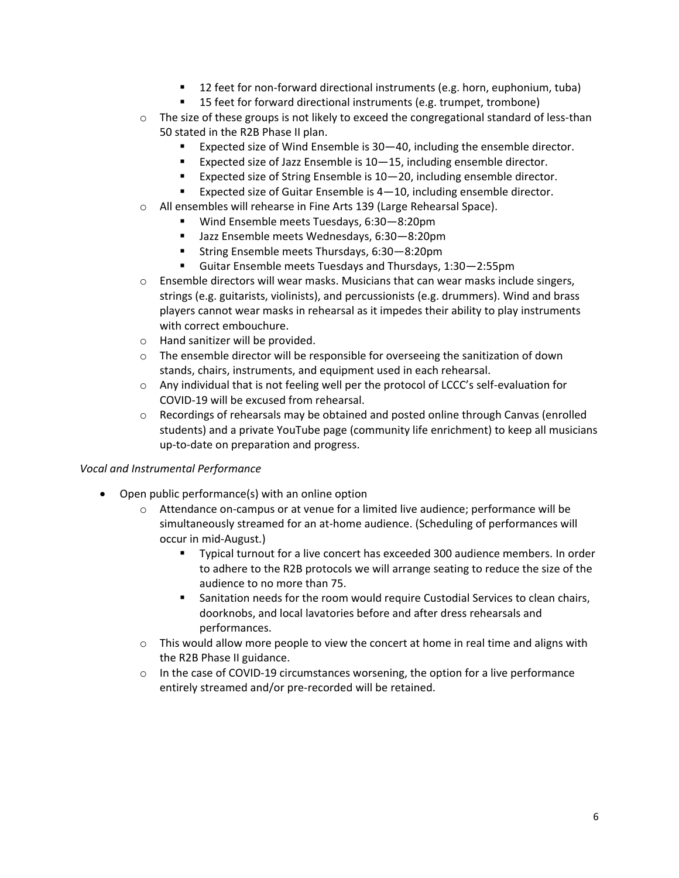- 12 feet for non-forward directional instruments (e.g. horn, euphonium, tuba)
        - 15 feet for forward directional instruments (e.g. trumpet, trombone)
    - The size of these groups is not likely to exceed the congregational standard of less-than 50 stated in the R2B Phase II plan.
        - Expected size of Wind Ensemble is 30—40, including the ensemble director.
        - Expected size of Jazz Ensemble is 10—15, including ensemble director.
        - Expected size of String Ensemble is 10—20, including ensemble director.
        - Expected size of Guitar Ensemble is 4—10, including ensemble director.
    - All ensembles will rehearse in Fine Arts 139 (Large Rehearsal Space).
        - Wind Ensemble meets Tuesdays, 6:30—8:20pm
        - Jazz Ensemble meets Wednesdays, 6:30—8:20pm
        - String Ensemble meets Thursdays, 6:30—8:20pm
        - Guitar Ensemble meets Tuesdays and Thursdays, 1:30—2:55pm
    - Ensemble directors will wear masks. Musicians that can wear masks include singers, strings (e.g. guitarists, violinists), and percussionists (e.g. drummers). Wind and brass players cannot wear masks in rehearsal as it impedes their ability to play instruments with correct embouchure.
    - Hand sanitizer will be provided.
    - The ensemble director will be responsible for overseeing the sanitization of down stands, chairs, instruments, and equipment used in each rehearsal.
    - Any individual that is not feeling well per the protocol of LCCC's self-evaluation for COVID-19 will be excused from rehearsal.
    - Recordings of rehearsals may be obtained and posted online through Canvas (enrolled students) and a private YouTube page (community life enrichment) to keep all musicians up-to-date on preparation and progress.

*Vocal and Instrumental Performance*

- Open public performance(s) with an online option
    - Attendance on-campus or at venue for a limited live audience; performance will be simultaneously streamed for an at-home audience. (Scheduling of performances will occur in mid-August.)
        - Typical turnout for a live concert has exceeded 300 audience members. In order to adhere to the R2B protocols we will arrange seating to reduce the size of the audience to no more than 75.
        - Sanitation needs for the room would require Custodial Services to clean chairs, doorknobs, and local lavatories before and after dress rehearsals and performances.
    - This would allow more people to view the concert at home in real time and aligns with the R2B Phase II guidance.
    - In the case of COVID-19 circumstances worsening, the option for a live performance entirely streamed and/or pre-recorded will be retained.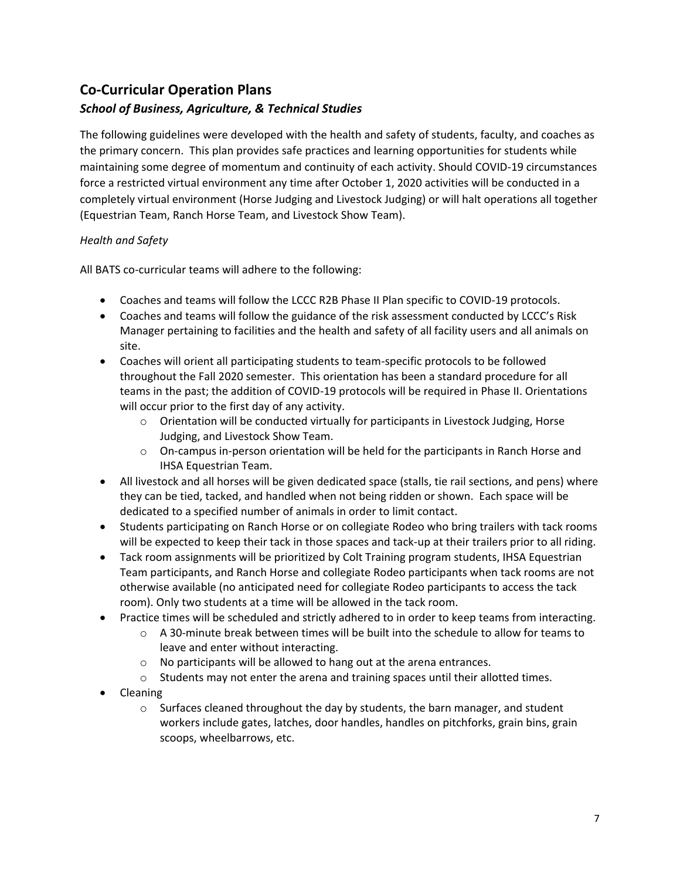## Co-Curricular Operation Plans

### *School of Business, Agriculture, & Technical Studies*

The following guidelines were developed with the health and safety of students, faculty, and coaches as the primary concern. This plan provides safe practices and learning opportunities for students while maintaining some degree of momentum and continuity of each activity. Should COVID-19 circumstances force a restricted virtual environment any time after October 1, 2020 activities will be conducted in a completely virtual environment (Horse Judging and Livestock Judging) or will halt operations all together (Equestrian Team, Ranch Horse Team, and Livestock Show Team).

*Health and Safety*

All BATS co-curricular teams will adhere to the following:

- Coaches and teams will follow the LCCC R2B Phase II Plan specific to COVID-19 protocols.
- Coaches and teams will follow the guidance of the risk assessment conducted by LCCC's Risk Manager pertaining to facilities and the health and safety of all facility users and all animals on site.
- Coaches will orient all participating students to team-specific protocols to be followed throughout the Fall 2020 semester. This orientation has been a standard procedure for all teams in the past; the addition of COVID-19 protocols will be required in Phase II. Orientations will occur prior to the first day of any activity.
  - Orientation will be conducted virtually for participants in Livestock Judging, Horse Judging, and Livestock Show Team.
  - On-campus in-person orientation will be held for the participants in Ranch Horse and IHSA Equestrian Team.
- All livestock and all horses will be given dedicated space (stalls, tie rail sections, and pens) where they can be tied, tacked, and handled when not being ridden or shown. Each space will be dedicated to a specified number of animals in order to limit contact.
- Students participating on Ranch Horse or on collegiate Rodeo who bring trailers with tack rooms will be expected to keep their tack in those spaces and tack-up at their trailers prior to all riding.
- Tack room assignments will be prioritized by Colt Training program students, IHSA Equestrian Team participants, and Ranch Horse and collegiate Rodeo participants when tack rooms are not otherwise available (no anticipated need for collegiate Rodeo participants to access the tack room). Only two students at a time will be allowed in the tack room.
- Practice times will be scheduled and strictly adhered to in order to keep teams from interacting.
  - A 30-minute break between times will be built into the schedule to allow for teams to leave and enter without interacting.
  - No participants will be allowed to hang out at the arena entrances.
  - Students may not enter the arena and training spaces until their allotted times.
- Cleaning
  - Surfaces cleaned throughout the day by students, the barn manager, and student workers include gates, latches, door handles, handles on pitchforks, grain bins, grain scoops, wheelbarrows, etc.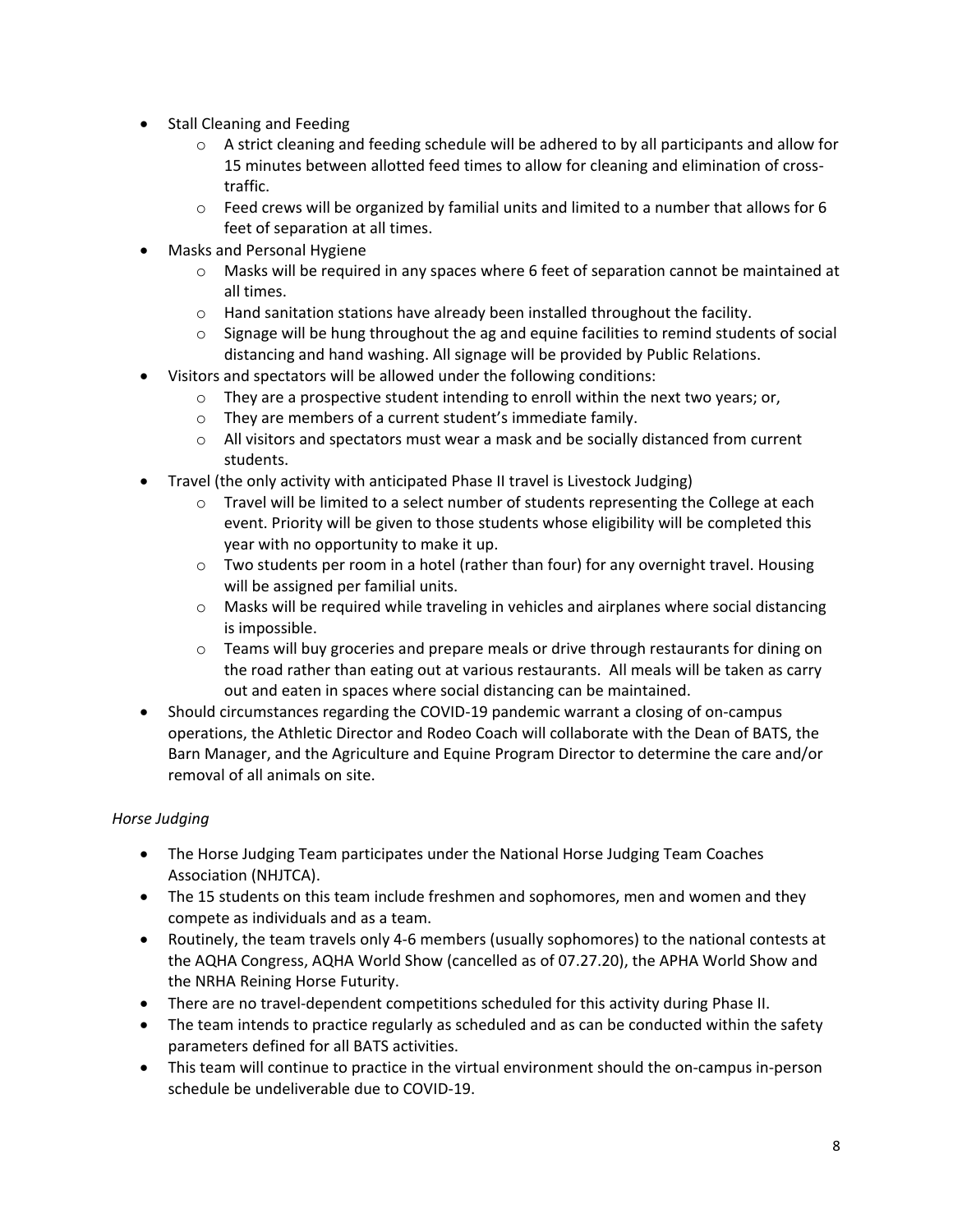- Stall Cleaning and Feeding
    - A strict cleaning and feeding schedule will be adhered to by all participants and allow for 15 minutes between allotted feed times to allow for cleaning and elimination of cross-traffic.
    - Feed crews will be organized by familial units and limited to a number that allows for 6 feet of separation at all times.
- Masks and Personal Hygiene
    - Masks will be required in any spaces where 6 feet of separation cannot be maintained at all times.
    - Hand sanitation stations have already been installed throughout the facility.
    - Signage will be hung throughout the ag and equine facilities to remind students of social distancing and hand washing. All signage will be provided by Public Relations.
- Visitors and spectators will be allowed under the following conditions:
    - They are a prospective student intending to enroll within the next two years; or,
    - They are members of a current student's immediate family.
    - All visitors and spectators must wear a mask and be socially distanced from current students.
- Travel (the only activity with anticipated Phase II travel is Livestock Judging)
    - Travel will be limited to a select number of students representing the College at each event. Priority will be given to those students whose eligibility will be completed this year with no opportunity to make it up.
    - Two students per room in a hotel (rather than four) for any overnight travel. Housing will be assigned per familial units.
    - Masks will be required while traveling in vehicles and airplanes where social distancing is impossible.
    - Teams will buy groceries and prepare meals or drive through restaurants for dining on the road rather than eating out at various restaurants. All meals will be taken as carry out and eaten in spaces where social distancing can be maintained.
- Should circumstances regarding the COVID-19 pandemic warrant a closing of on-campus operations, the Athletic Director and Rodeo Coach will collaborate with the Dean of BATS, the Barn Manager, and the Agriculture and Equine Program Director to determine the care and/or removal of all animals on site.

*Horse Judging*

- The Horse Judging Team participates under the National Horse Judging Team Coaches Association (NHJTCA).
- The 15 students on this team include freshmen and sophomores, men and women and they compete as individuals and as a team.
- Routinely, the team travels only 4-6 members (usually sophomores) to the national contests at the AQHA Congress, AQHA World Show (cancelled as of 07.27.20), the APHA World Show and the NRHA Reining Horse Futurity.
- There are no travel-dependent competitions scheduled for this activity during Phase II.
- The team intends to practice regularly as scheduled and as can be conducted within the safety parameters defined for all BATS activities.
- This team will continue to practice in the virtual environment should the on-campus in-person schedule be undeliverable due to COVID-19.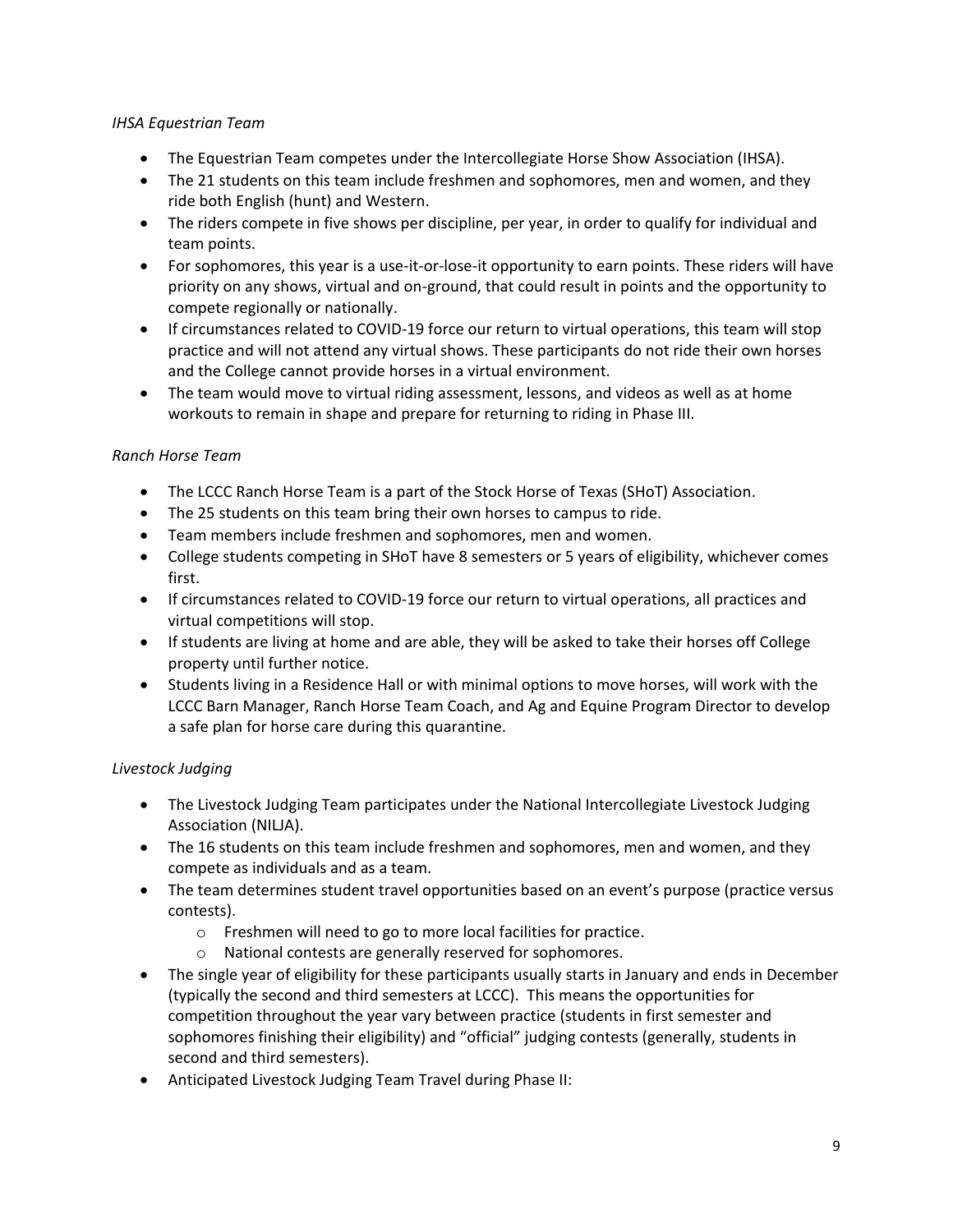*IHSA Equestrian Team*

- The Equestrian Team competes under the Intercollegiate Horse Show Association (IHSA).
- The 21 students on this team include freshmen and sophomores, men and women, and they ride both English (hunt) and Western.
- The riders compete in five shows per discipline, per year, in order to qualify for individual and team points.
- For sophomores, this year is a use-it-or-lose-it opportunity to earn points. These riders will have priority on any shows, virtual and on-ground, that could result in points and the opportunity to compete regionally or nationally.
- If circumstances related to COVID-19 force our return to virtual operations, this team will stop practice and will not attend any virtual shows. These participants do not ride their own horses and the College cannot provide horses in a virtual environment.
- The team would move to virtual riding assessment, lessons, and videos as well as at home workouts to remain in shape and prepare for returning to riding in Phase III.

*Ranch Horse Team*

- The LCCC Ranch Horse Team is a part of the Stock Horse of Texas (SHoT) Association.
- The 25 students on this team bring their own horses to campus to ride.
- Team members include freshmen and sophomores, men and women.
- College students competing in SHoT have 8 semesters or 5 years of eligibility, whichever comes first.
- If circumstances related to COVID-19 force our return to virtual operations, all practices and virtual competitions will stop.
- If students are living at home and are able, they will be asked to take their horses off College property until further notice.
- Students living in a Residence Hall or with minimal options to move horses, will work with the LCCC Barn Manager, Ranch Horse Team Coach, and Ag and Equine Program Director to develop a safe plan for horse care during this quarantine.

*Livestock Judging*

- The Livestock Judging Team participates under the National Intercollegiate Livestock Judging Association (NILJA).
- The 16 students on this team include freshmen and sophomores, men and women, and they compete as individuals and as a team.
- The team determines student travel opportunities based on an event's purpose (practice versus contests).
  - Freshmen will need to go to more local facilities for practice.
  - National contests are generally reserved for sophomores.
- The single year of eligibility for these participants usually starts in January and ends in December (typically the second and third semesters at LCCC). This means the opportunities for competition throughout the year vary between practice (students in first semester and sophomores finishing their eligibility) and "official" judging contests (generally, students in second and third semesters).
- Anticipated Livestock Judging Team Travel during Phase II: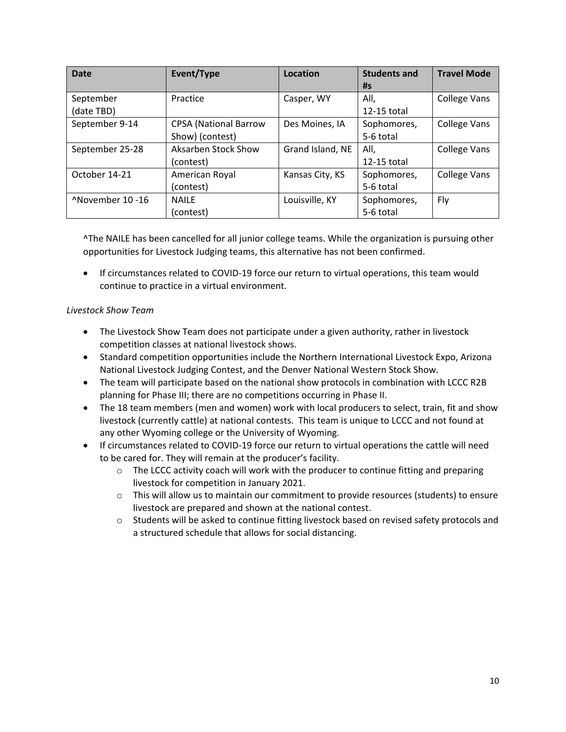| Date | Event/Type | Location | Students and #s | Travel Mode |
|---|---|---|---|---|
| September (date TBD) | Practice | Casper, WY | All, 12-15 total | College Vans |
| September 9-14 | CPSA (National Barrow Show) (contest) | Des Moines, IA | Sophomores, 5-6 total | College Vans |
| September 25-28 | Aksarben Stock Show (contest) | Grand Island, NE | All, 12-15 total | College Vans |
| October 14-21 | American Royal (contest) | Kansas City, KS | Sophomores, 5-6 total | College Vans |
| ^November 10 -16 | NAILE (contest) | Louisville, KY | Sophomores, 5-6 total | Fly |

^The NAILE has been cancelled for all junior college teams. While the organization is pursuing other opportunities for Livestock Judging teams, this alternative has not been confirmed.

- If circumstances related to COVID-19 force our return to virtual operations, this team would continue to practice in a virtual environment.

*Livestock Show Team*

- The Livestock Show Team does not participate under a given authority, rather in livestock competition classes at national livestock shows.
- Standard competition opportunities include the Northern International Livestock Expo, Arizona National Livestock Judging Contest, and the Denver National Western Stock Show.
- The team will participate based on the national show protocols in combination with LCCC R2B planning for Phase III; there are no competitions occurring in Phase II.
- The 18 team members (men and women) work with local producers to select, train, fit and show livestock (currently cattle) at national contests. This team is unique to LCCC and not found at any other Wyoming college or the University of Wyoming.
- If circumstances related to COVID-19 force our return to virtual operations the cattle will need to be cared for. They will remain at the producer's facility.
    - The LCCC activity coach will work with the producer to continue fitting and preparing livestock for competition in January 2021.
    - This will allow us to maintain our commitment to provide resources (students) to ensure livestock are prepared and shown at the national contest.
    - Students will be asked to continue fitting livestock based on revised safety protocols and a structured schedule that allows for social distancing.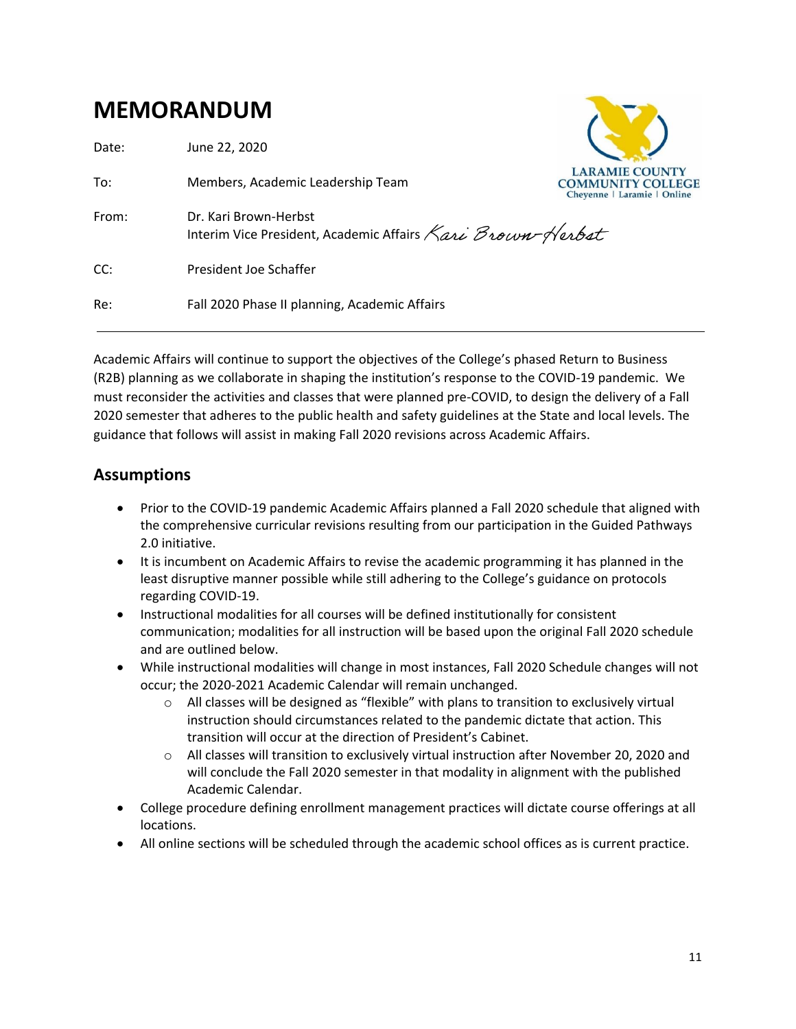# MEMORANDUM

Date: June 22, 2020

To: Members, Academic Leadership Team

From: Dr. Kari Brown-Herbst
Interim Vice President, Academic Affairs *Kari Brown-Herbst*

CC: President Joe Schaffer

Re: Fall 2020 Phase II planning, Academic Affairs

---

Academic Affairs will continue to support the objectives of the College's phased Return to Business (R2B) planning as we collaborate in shaping the institution's response to the COVID-19 pandemic. We must reconsider the activities and classes that were planned pre-COVID, to design the delivery of a Fall 2020 semester that adheres to the public health and safety guidelines at the State and local levels. The guidance that follows will assist in making Fall 2020 revisions across Academic Affairs.

## Assumptions

- Prior to the COVID-19 pandemic Academic Affairs planned a Fall 2020 schedule that aligned with the comprehensive curricular revisions resulting from our participation in the Guided Pathways 2.0 initiative.
- It is incumbent on Academic Affairs to revise the academic programming it has planned in the least disruptive manner possible while still adhering to the College's guidance on protocols regarding COVID-19.
- Instructional modalities for all courses will be defined institutionally for consistent communication; modalities for all instruction will be based upon the original Fall 2020 schedule and are outlined below.
- While instructional modalities will change in most instances, Fall 2020 Schedule changes will not occur; the 2020-2021 Academic Calendar will remain unchanged.
  - All classes will be designed as "flexible" with plans to transition to exclusively virtual instruction should circumstances related to the pandemic dictate that action. This transition will occur at the direction of President's Cabinet.
  - All classes will transition to exclusively virtual instruction after November 20, 2020 and will conclude the Fall 2020 semester in that modality in alignment with the published Academic Calendar.
- College procedure defining enrollment management practices will dictate course offerings at all locations.
- All online sections will be scheduled through the academic school offices as is current practice.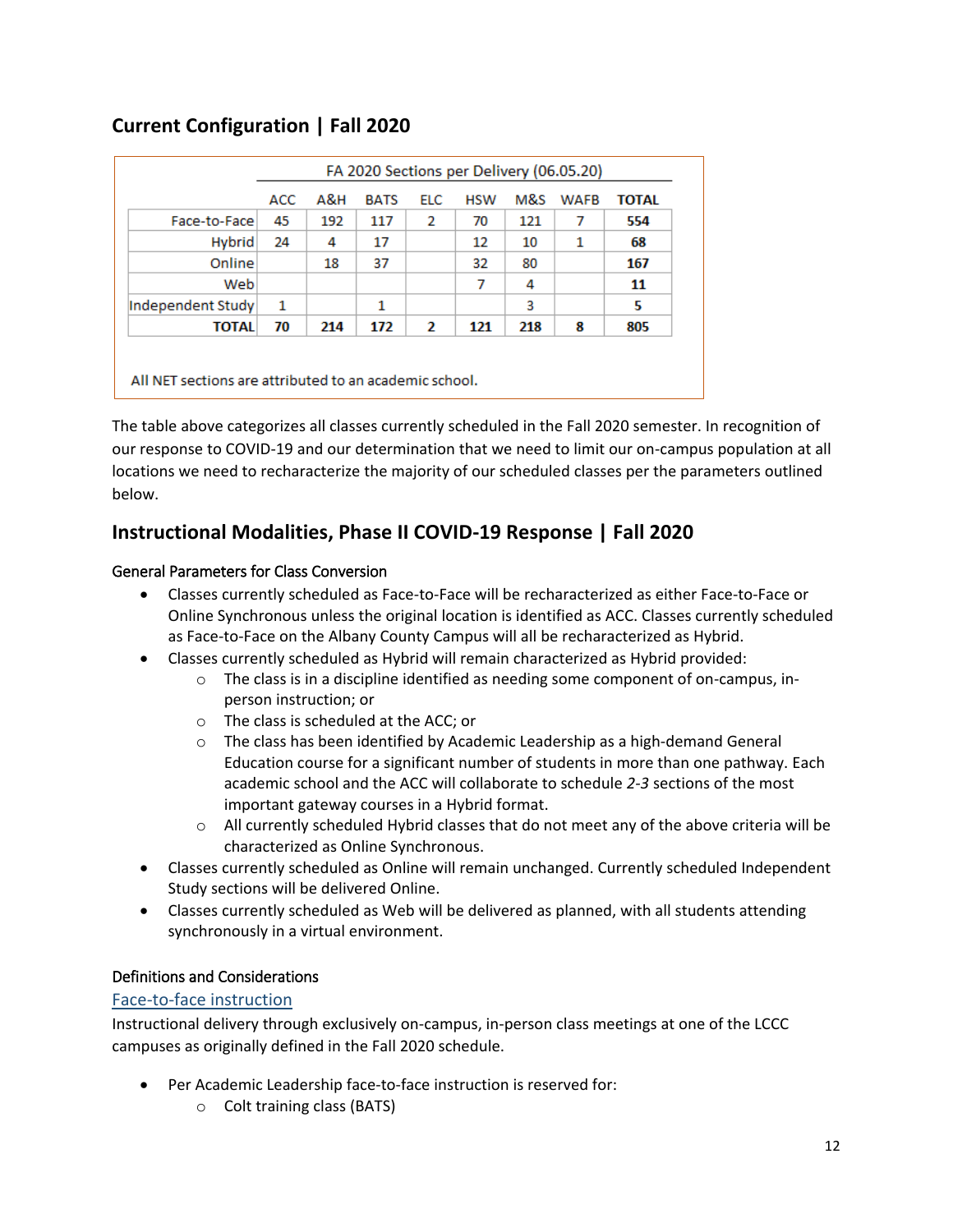## Current Configuration | Fall 2020

| | FA 2020 Sections per Delivery (06.05.20) | | | | | | | |
|---|---|---|---|---|---|---|---|---|
| | ACC | A&H | BATS | ELC | HSW | M&S | WAFB | TOTAL |
| Face-to-Face | 45 | 192 | 117 | 2 | 70 | 121 | 7 | **554** |
| Hybrid | 24 | 4 | 17 | | 12 | 10 | 1 | **68** |
| Online | | 18 | 37 | | 32 | 80 | | **167** |
| Web | | | | | 7 | 4 | | **11** |
| Independent Study | 1 | | 1 | | | 3 | | **5** |
| **TOTAL** | **70** | **214** | **172** | **2** | **121** | **218** | **8** | **805** |

All NET sections are attributed to an academic school.

The table above categorizes all classes currently scheduled in the Fall 2020 semester. In recognition of our response to COVID-19 and our determination that we need to limit our on-campus population at all locations we need to recharacterize the majority of our scheduled classes per the parameters outlined below.

## Instructional Modalities, Phase II COVID-19 Response | Fall 2020

### General Parameters for Class Conversion

- Classes currently scheduled as Face-to-Face will be recharacterized as either Face-to-Face or Online Synchronous unless the original location is identified as ACC. Classes currently scheduled as Face-to-Face on the Albany County Campus will all be recharacterized as Hybrid.
- Classes currently scheduled as Hybrid will remain characterized as Hybrid provided:
  - The class is in a discipline identified as needing some component of on-campus, in-person instruction; or
  - The class is scheduled at the ACC; or
  - The class has been identified by Academic Leadership as a high-demand General Education course for a significant number of students in more than one pathway. Each academic school and the ACC will collaborate to schedule *2-3* sections of the most important gateway courses in a Hybrid format.
  - All currently scheduled Hybrid classes that do not meet any of the above criteria will be characterized as Online Synchronous.
- Classes currently scheduled as Online will remain unchanged. Currently scheduled Independent Study sections will be delivered Online.
- Classes currently scheduled as Web will be delivered as planned, with all students attending synchronously in a virtual environment.

### Definitions and Considerations

#### Face-to-face instruction

Instructional delivery through exclusively on-campus, in-person class meetings at one of the LCCC campuses as originally defined in the Fall 2020 schedule.

- Per Academic Leadership face-to-face instruction is reserved for:
  - Colt training class (BATS)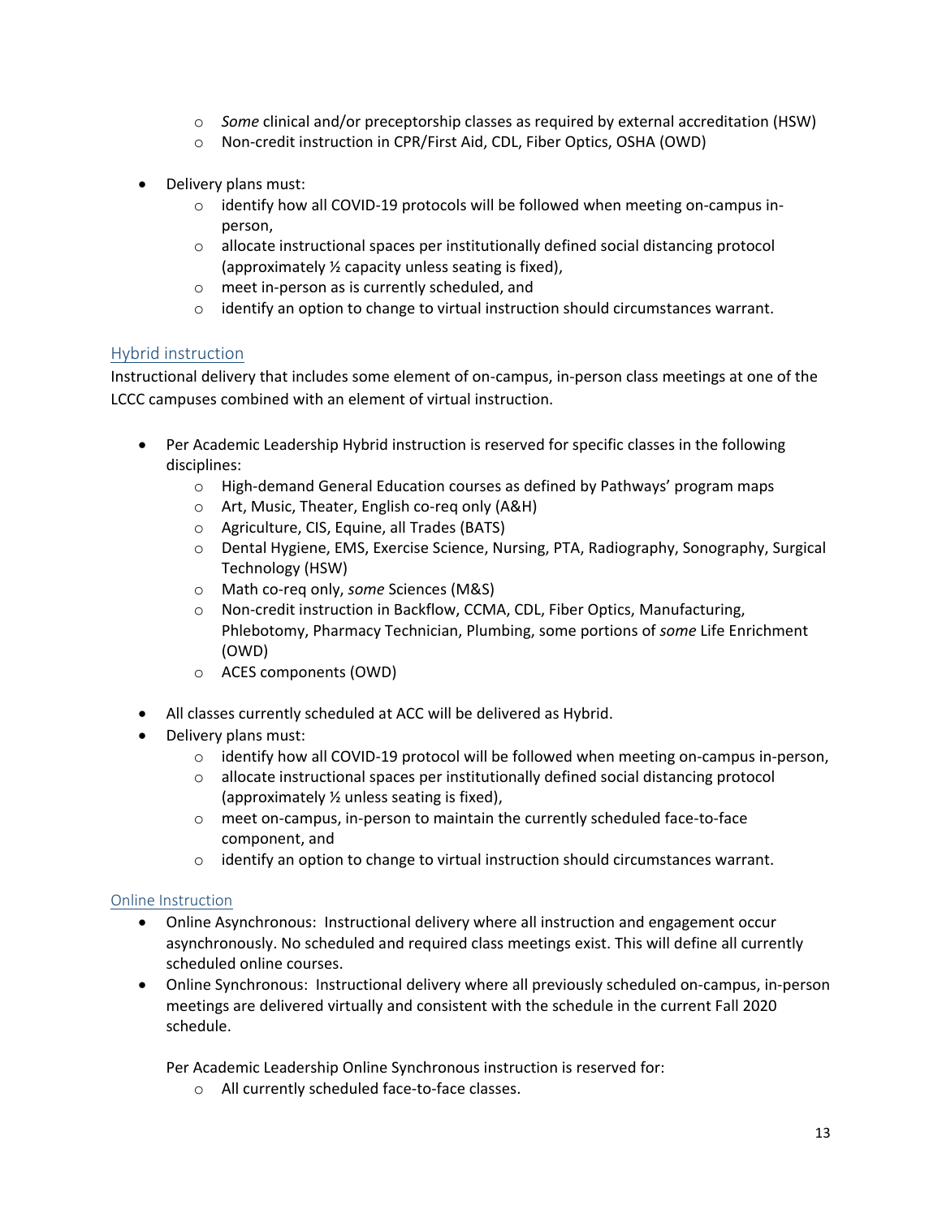- *Some* clinical and/or preceptorship classes as required by external accreditation (HSW)
  - Non-credit instruction in CPR/First Aid, CDL, Fiber Optics, OSHA (OWD)

- Delivery plans must:
  - identify how all COVID-19 protocols will be followed when meeting on-campus in-person,
  - allocate instructional spaces per institutionally defined social distancing protocol (approximately ½ capacity unless seating is fixed),
  - meet in-person as is currently scheduled, and
  - identify an option to change to virtual instruction should circumstances warrant.

## Hybrid instruction

Instructional delivery that includes some element of on-campus, in-person class meetings at one of the LCCC campuses combined with an element of virtual instruction.

- Per Academic Leadership Hybrid instruction is reserved for specific classes in the following disciplines:
  - High-demand General Education courses as defined by Pathways' program maps
  - Art, Music, Theater, English co-req only (A&H)
  - Agriculture, CIS, Equine, all Trades (BATS)
  - Dental Hygiene, EMS, Exercise Science, Nursing, PTA, Radiography, Sonography, Surgical Technology (HSW)
  - Math co-req only, *some* Sciences (M&S)
  - Non-credit instruction in Backflow, CCMA, CDL, Fiber Optics, Manufacturing, Phlebotomy, Pharmacy Technician, Plumbing, some portions of *some* Life Enrichment (OWD)
  - ACES components (OWD)

- All classes currently scheduled at ACC will be delivered as Hybrid.
- Delivery plans must:
  - identify how all COVID-19 protocol will be followed when meeting on-campus in-person,
  - allocate instructional spaces per institutionally defined social distancing protocol (approximately ½ unless seating is fixed),
  - meet on-campus, in-person to maintain the currently scheduled face-to-face component, and
  - identify an option to change to virtual instruction should circumstances warrant.

## Online Instruction

- Online Asynchronous: Instructional delivery where all instruction and engagement occur asynchronously. No scheduled and required class meetings exist. This will define all currently scheduled online courses.
- Online Synchronous: Instructional delivery where all previously scheduled on-campus, in-person meetings are delivered virtually and consistent with the schedule in the current Fall 2020 schedule.

  Per Academic Leadership Online Synchronous instruction is reserved for:
  - All currently scheduled face-to-face classes.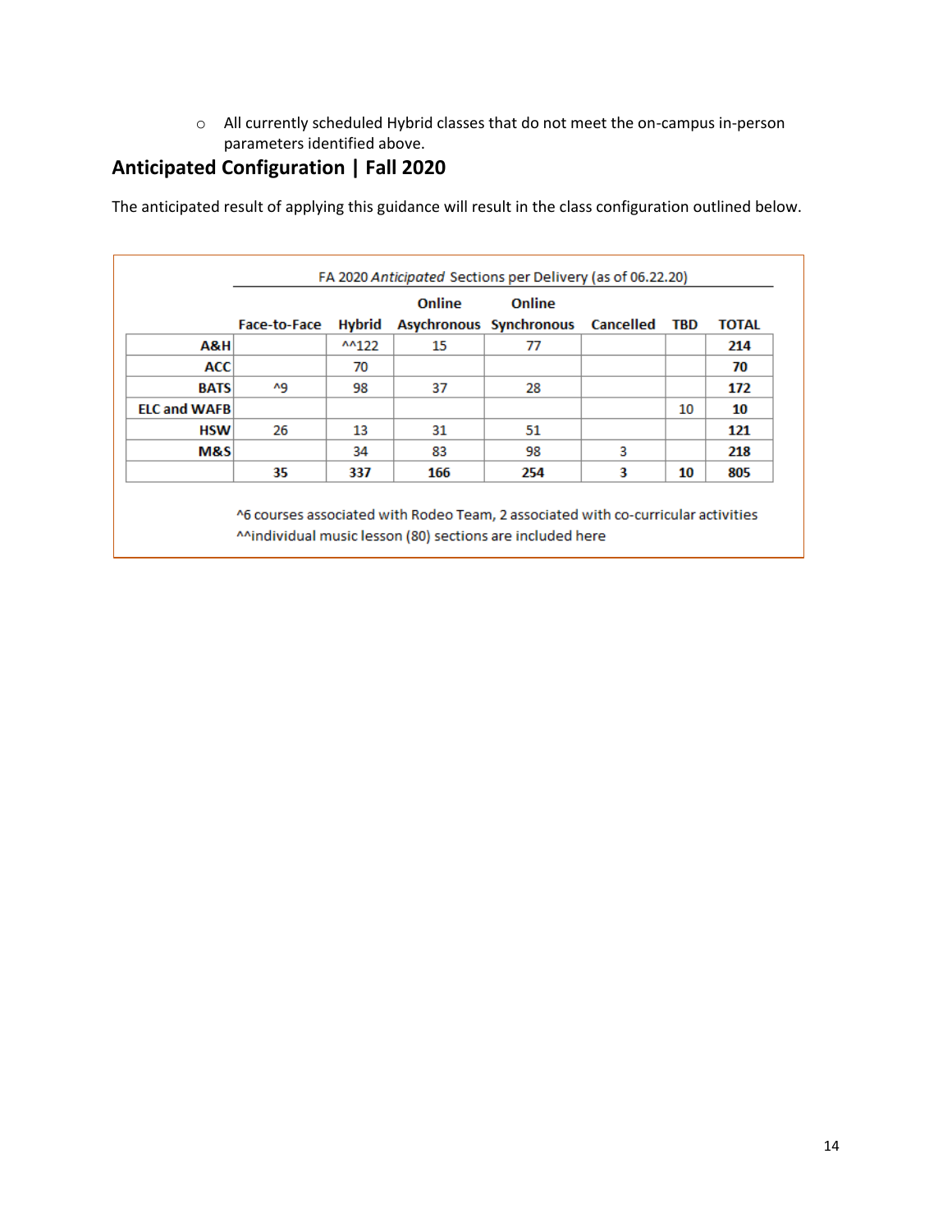- All currently scheduled Hybrid classes that do not meet the on-campus in-person parameters identified above.

## Anticipated Configuration | Fall 2020

The anticipated result of applying this guidance will result in the class configuration outlined below.

FA 2020 *Anticipated* Sections per Delivery (as of 06.22.20)

| | Face-to-Face | Hybrid | Online Asychronous | Online Synchronous | Cancelled | TBD | TOTAL |
|---|---|---|---|---|---|---|---|
| **A&H** | | ^^122 | 15 | 77 | | | **214** |
| **ACC** | | 70 | | | | | **70** |
| **BATS** | ^9 | 98 | 37 | 28 | | | **172** |
| **ELC and WAFB** | | | | | | 10 | **10** |
| **HSW** | 26 | 13 | 31 | 51 | | | **121** |
| **M&S** | | 34 | 83 | 98 | 3 | | **218** |
| | **35** | **337** | **166** | **254** | **3** | **10** | **805** |

^6 courses associated with Rodeo Team, 2 associated with co-curricular activities
^^individual music lesson (80) sections are included here